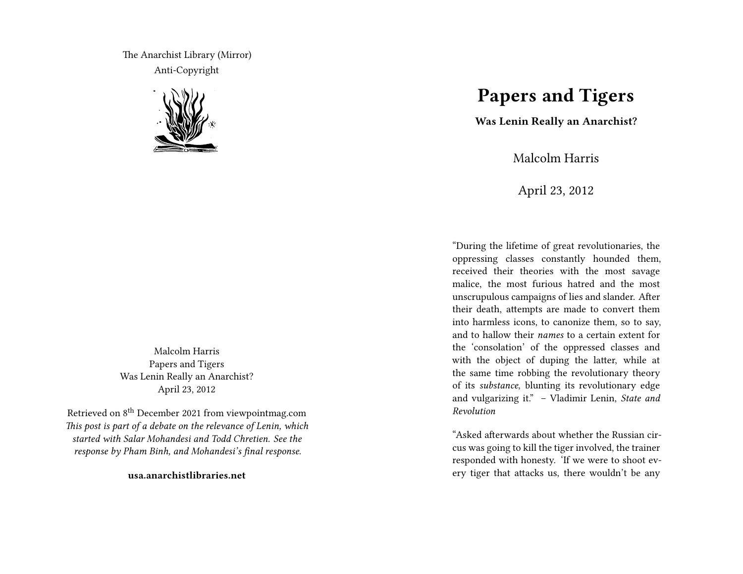The Anarchist Library (Mirror)
Anti-Copyright

Malcolm Harris
Papers and Tigers
Was Lenin Really an Anarchist?
April 23, 2012

Retrieved on 8th December 2021 from viewpointmag.com
*This post is part of a debate on the relevance of Lenin, which started with Salar Mohandesi and Todd Chretien. See the response by Pham Binh, and Mohandesi's final response.*

**usa.anarchistlibraries.net**

# Papers and Tigers

**Was Lenin Really an Anarchist?**

Malcolm Harris

April 23, 2012

"During the lifetime of great revolutionaries, the oppressing classes constantly hounded them, received their theories with the most savage malice, the most furious hatred and the most unscrupulous campaigns of lies and slander. After their death, attempts are made to convert them into harmless icons, to canonize them, so to say, and to hallow their *names* to a certain extent for the 'consolation' of the oppressed classes and with the object of duping the latter, while at the same time robbing the revolutionary theory of its *substance*, blunting its revolutionary edge and vulgarizing it." – Vladimir Lenin, *State and Revolution*

"Asked afterwards about whether the Russian circus was going to kill the tiger involved, the trainer responded with honesty. 'If we were to shoot every tiger that attacks us, there wouldn't be any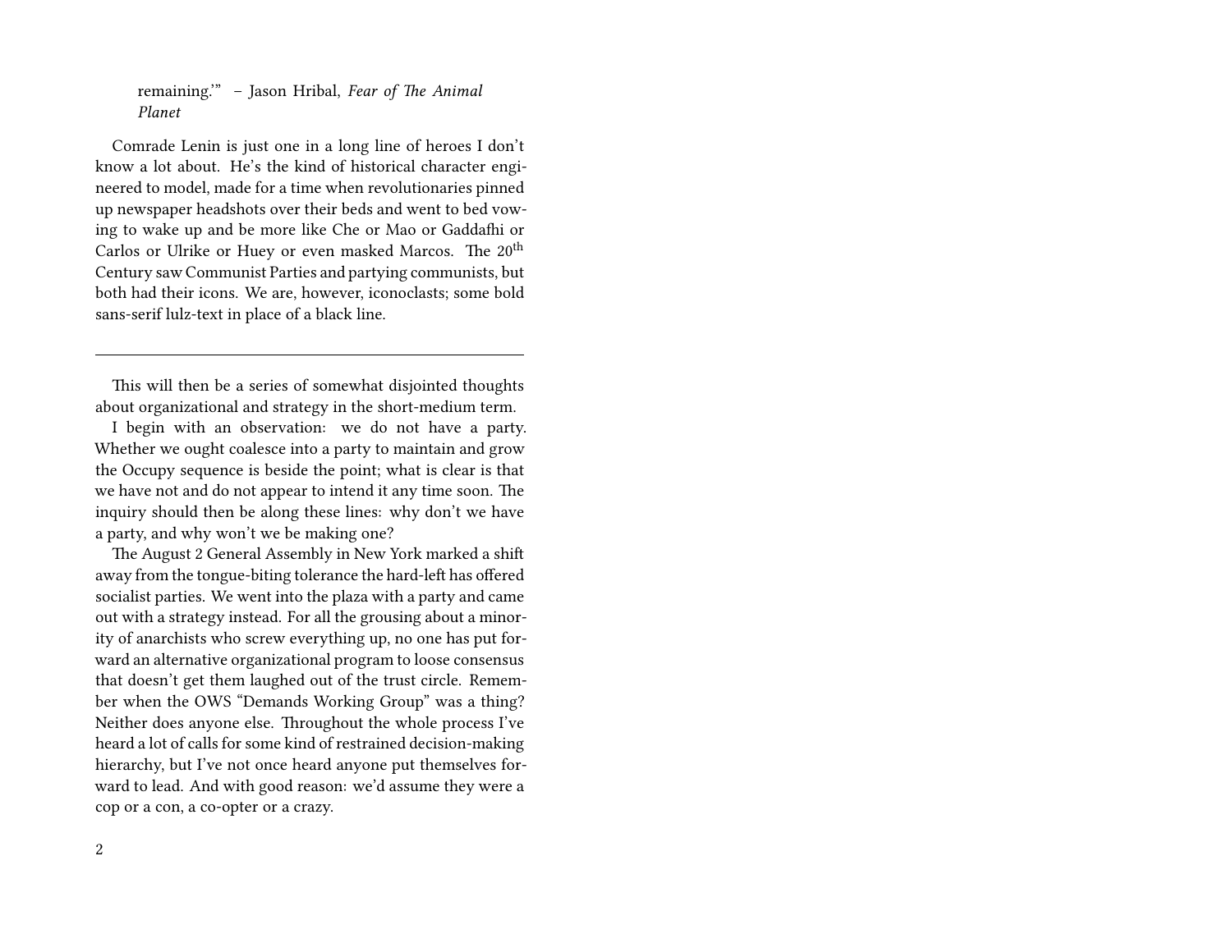> remaining.'" – Jason Hribal, *Fear of The Animal Planet*

Comrade Lenin is just one in a long line of heroes I don't know a lot about. He's the kind of historical character engineered to model, made for a time when revolutionaries pinned up newspaper headshots over their beds and went to bed vowing to wake up and be more like Che or Mao or Gaddafhi or Carlos or Ulrike or Huey or even masked Marcos. The 20th Century saw Communist Parties and partying communists, but both had their icons. We are, however, iconoclasts; some bold sans-serif lulz-text in place of a black line.

---

This will then be a series of somewhat disjointed thoughts about organizational and strategy in the short-medium term.

I begin with an observation: we do not have a party. Whether we ought coalesce into a party to maintain and grow the Occupy sequence is beside the point; what is clear is that we have not and do not appear to intend it any time soon. The inquiry should then be along these lines: why don't we have a party, and why won't we be making one?

The August 2 General Assembly in New York marked a shift away from the tongue-biting tolerance the hard-left has offered socialist parties. We went into the plaza with a party and came out with a strategy instead. For all the grousing about a minority of anarchists who screw everything up, no one has put forward an alternative organizational program to loose consensus that doesn't get them laughed out of the trust circle. Remember when the OWS "Demands Working Group" was a thing? Neither does anyone else. Throughout the whole process I've heard a lot of calls for some kind of restrained decision-making hierarchy, but I've not once heard anyone put themselves forward to lead. And with good reason: we'd assume they were a cop or a con, a co-opter or a crazy.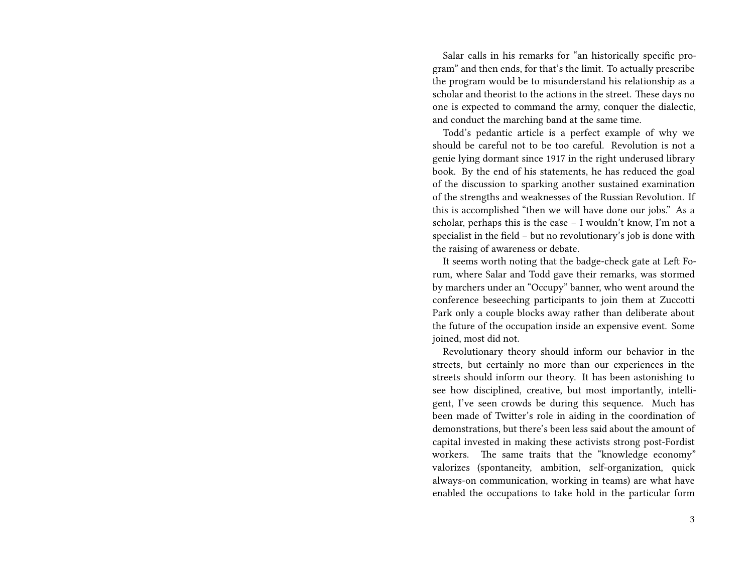Salar calls in his remarks for "an historically specific program" and then ends, for that's the limit. To actually prescribe the program would be to misunderstand his relationship as a scholar and theorist to the actions in the street. These days no one is expected to command the army, conquer the dialectic, and conduct the marching band at the same time.

Todd's pedantic article is a perfect example of why we should be careful not to be too careful. Revolution is not a genie lying dormant since 1917 in the right underused library book. By the end of his statements, he has reduced the goal of the discussion to sparking another sustained examination of the strengths and weaknesses of the Russian Revolution. If this is accomplished "then we will have done our jobs." As a scholar, perhaps this is the case – I wouldn't know, I'm not a specialist in the field – but no revolutionary's job is done with the raising of awareness or debate.

It seems worth noting that the badge-check gate at Left Forum, where Salar and Todd gave their remarks, was stormed by marchers under an "Occupy" banner, who went around the conference beseeching participants to join them at Zuccotti Park only a couple blocks away rather than deliberate about the future of the occupation inside an expensive event. Some joined, most did not.

Revolutionary theory should inform our behavior in the streets, but certainly no more than our experiences in the streets should inform our theory. It has been astonishing to see how disciplined, creative, but most importantly, intelligent, I've seen crowds be during this sequence. Much has been made of Twitter's role in aiding in the coordination of demonstrations, but there's been less said about the amount of capital invested in making these activists strong post-Fordist workers. The same traits that the "knowledge economy" valorizes (spontaneity, ambition, self-organization, quick always-on communication, working in teams) are what have enabled the occupations to take hold in the particular form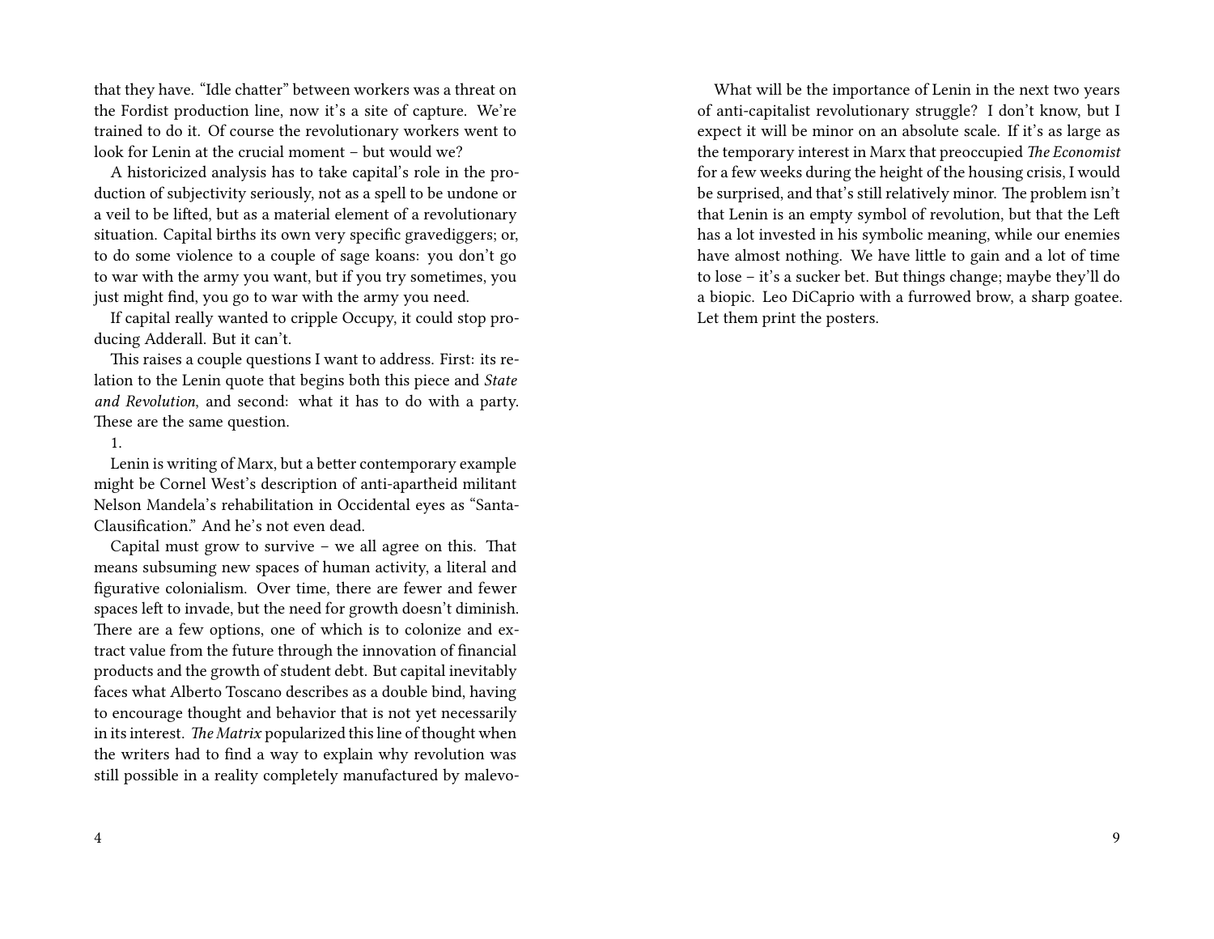that they have. "Idle chatter" between workers was a threat on the Fordist production line, now it's a site of capture. We're trained to do it. Of course the revolutionary workers went to look for Lenin at the crucial moment – but would we?

A historicized analysis has to take capital's role in the production of subjectivity seriously, not as a spell to be undone or a veil to be lifted, but as a material element of a revolutionary situation. Capital births its own very specific gravediggers; or, to do some violence to a couple of sage koans: you don't go to war with the army you want, but if you try sometimes, you just might find, you go to war with the army you need.

If capital really wanted to cripple Occupy, it could stop producing Adderall. But it can't.

This raises a couple questions I want to address. First: its relation to the Lenin quote that begins both this piece and *State and Revolution*, and second: what it has to do with a party. These are the same question.

1.

Lenin is writing of Marx, but a better contemporary example might be Cornel West's description of anti-apartheid militant Nelson Mandela's rehabilitation in Occidental eyes as "Santa-Clausification." And he's not even dead.

Capital must grow to survive – we all agree on this. That means subsuming new spaces of human activity, a literal and figurative colonialism. Over time, there are fewer and fewer spaces left to invade, but the need for growth doesn't diminish. There are a few options, one of which is to colonize and extract value from the future through the innovation of financial products and the growth of student debt. But capital inevitably faces what Alberto Toscano describes as a double bind, having to encourage thought and behavior that is not yet necessarily in its interest. *The Matrix* popularized this line of thought when the writers had to find a way to explain why revolution was still possible in a reality completely manufactured by malevo-

What will be the importance of Lenin in the next two years of anti-capitalist revolutionary struggle? I don't know, but I expect it will be minor on an absolute scale. If it's as large as the temporary interest in Marx that preoccupied *The Economist* for a few weeks during the height of the housing crisis, I would be surprised, and that's still relatively minor. The problem isn't that Lenin is an empty symbol of revolution, but that the Left has a lot invested in his symbolic meaning, while our enemies have almost nothing. We have little to gain and a lot of time to lose – it's a sucker bet. But things change; maybe they'll do a biopic. Leo DiCaprio with a furrowed brow, a sharp goatee. Let them print the posters.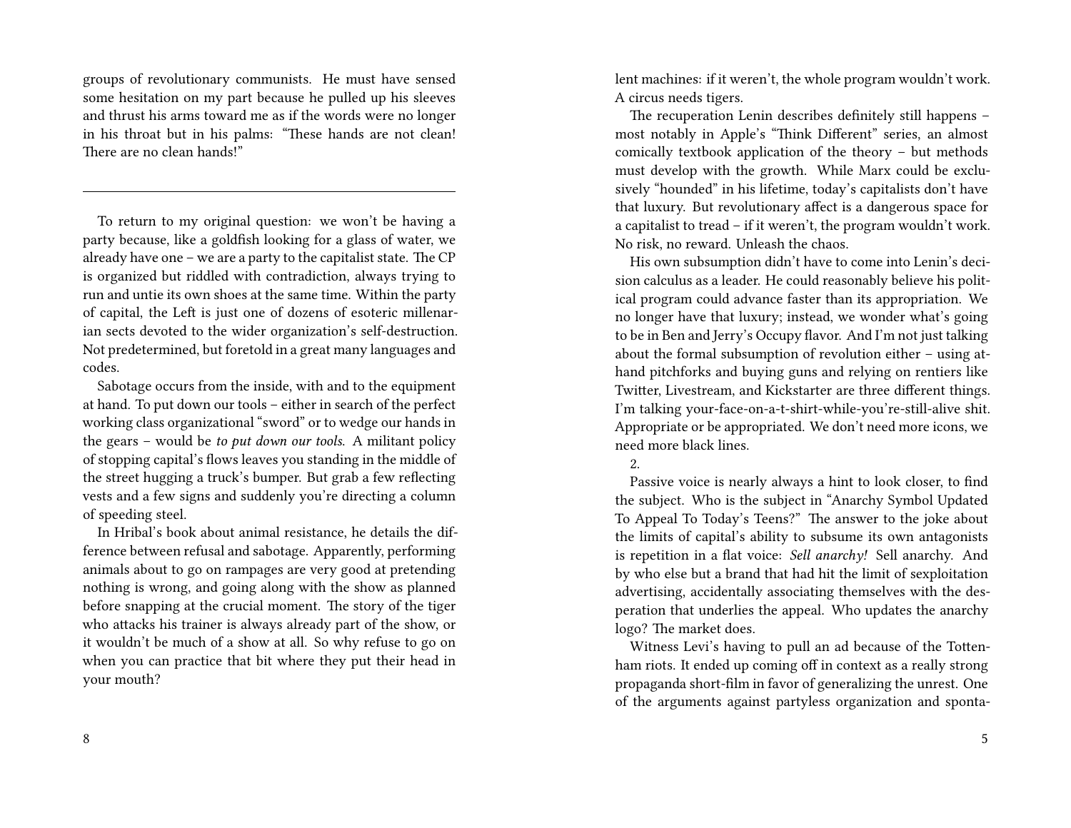groups of revolutionary communists. He must have sensed some hesitation on my part because he pulled up his sleeves and thrust his arms toward me as if the words were no longer in his throat but in his palms: "These hands are not clean! There are no clean hands!"

---

To return to my original question: we won't be having a party because, like a goldfish looking for a glass of water, we already have one – we are a party to the capitalist state. The CP is organized but riddled with contradiction, always trying to run and untie its own shoes at the same time. Within the party of capital, the Left is just one of dozens of esoteric millenarian sects devoted to the wider organization's self-destruction. Not predetermined, but foretold in a great many languages and codes.

Sabotage occurs from the inside, with and to the equipment at hand. To put down our tools – either in search of the perfect working class organizational "sword" or to wedge our hands in the gears – would be *to put down our tools*. A militant policy of stopping capital's flows leaves you standing in the middle of the street hugging a truck's bumper. But grab a few reflecting vests and a few signs and suddenly you're directing a column of speeding steel.

In Hribal's book about animal resistance, he details the difference between refusal and sabotage. Apparently, performing animals about to go on rampages are very good at pretending nothing is wrong, and going along with the show as planned before snapping at the crucial moment. The story of the tiger who attacks his trainer is always already part of the show, or it wouldn't be much of a show at all. So why refuse to go on when you can practice that bit where they put their head in your mouth?

lent machines: if it weren't, the whole program wouldn't work. A circus needs tigers.

The recuperation Lenin describes definitely still happens – most notably in Apple's "Think Different" series, an almost comically textbook application of the theory – but methods must develop with the growth. While Marx could be exclusively "hounded" in his lifetime, today's capitalists don't have that luxury. But revolutionary affect is a dangerous space for a capitalist to tread – if it weren't, the program wouldn't work. No risk, no reward. Unleash the chaos.

His own subsumption didn't have to come into Lenin's decision calculus as a leader. He could reasonably believe his political program could advance faster than its appropriation. We no longer have that luxury; instead, we wonder what's going to be in Ben and Jerry's Occupy flavor. And I'm not just talking about the formal subsumption of revolution either – using at-hand pitchforks and buying guns and relying on rentiers like Twitter, Livestream, and Kickstarter are three different things. I'm talking your-face-on-a-t-shirt-while-you're-still-alive shit. Appropriate or be appropriated. We don't need more icons, we need more black lines.

2.

Passive voice is nearly always a hint to look closer, to find the subject. Who is the subject in "Anarchy Symbol Updated To Appeal To Today's Teens?" The answer to the joke about the limits of capital's ability to subsume its own antagonists is repetition in a flat voice: *Sell anarchy!* Sell anarchy. And by who else but a brand that had hit the limit of sexploitation advertising, accidentally associating themselves with the desperation that underlies the appeal. Who updates the anarchy logo? The market does.

Witness Levi's having to pull an ad because of the Tottenham riots. It ended up coming off in context as a really strong propaganda short-film in favor of generalizing the unrest. One of the arguments against partyless organization and sponta-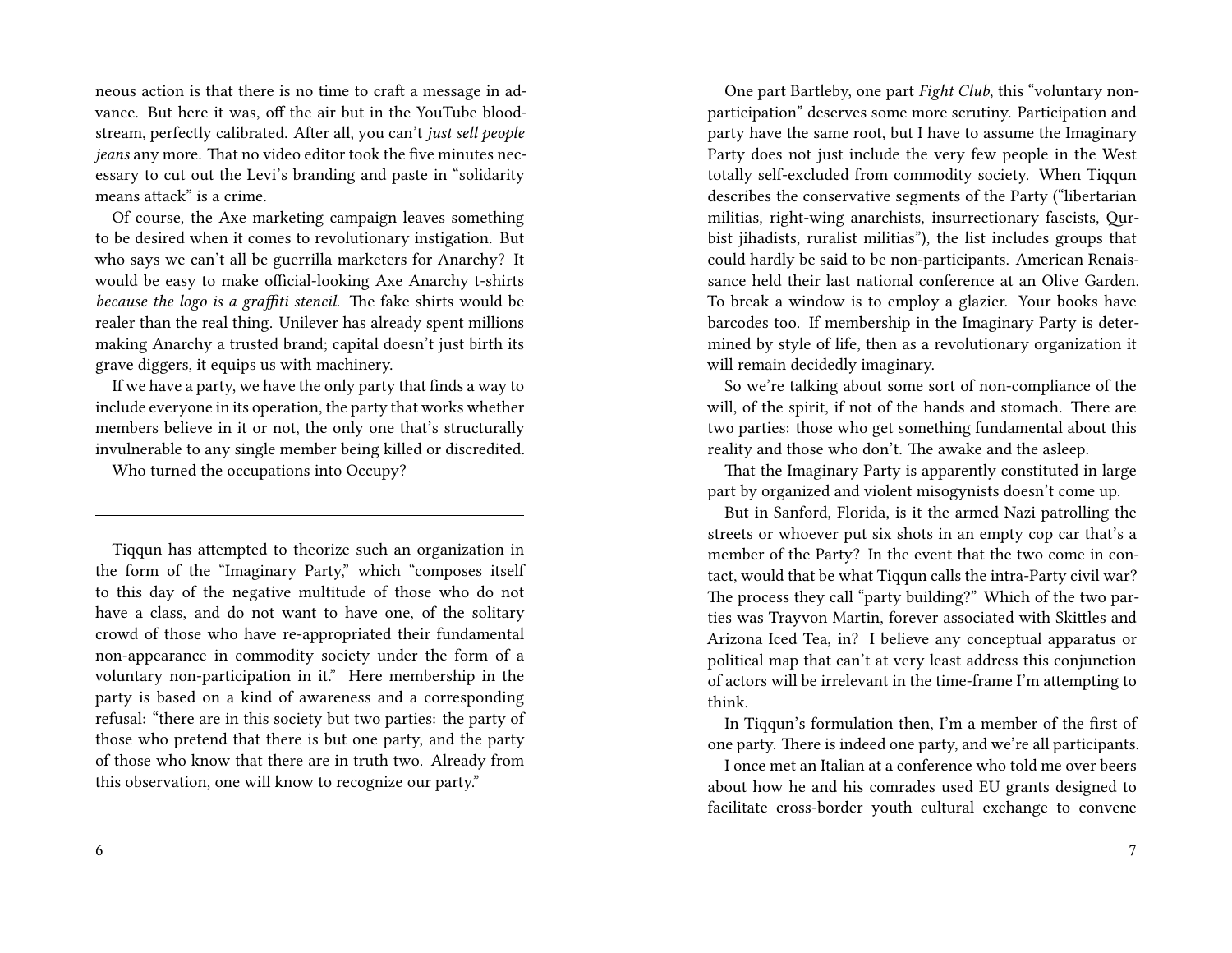neous action is that there is no time to craft a message in advance. But here it was, off the air but in the YouTube bloodstream, perfectly calibrated. After all, you can't *just sell people jeans* any more. That no video editor took the five minutes necessary to cut out the Levi's branding and paste in "solidarity means attack" is a crime.

Of course, the Axe marketing campaign leaves something to be desired when it comes to revolutionary instigation. But who says we can't all be guerrilla marketers for Anarchy? It would be easy to make official-looking Axe Anarchy t-shirts *because the logo is a graffiti stencil.* The fake shirts would be realer than the real thing. Unilever has already spent millions making Anarchy a trusted brand; capital doesn't just birth its grave diggers, it equips us with machinery.

If we have a party, we have the only party that finds a way to include everyone in its operation, the party that works whether members believe in it or not, the only one that's structurally invulnerable to any single member being killed or discredited.

Who turned the occupations into Occupy?

---

Tiqqun has attempted to theorize such an organization in the form of the "Imaginary Party," which "composes itself to this day of the negative multitude of those who do not have a class, and do not want to have one, of the solitary crowd of those who have re-appropriated their fundamental non-appearance in commodity society under the form of a voluntary non-participation in it." Here membership in the party is based on a kind of awareness and a corresponding refusal: "there are in this society but two parties: the party of those who pretend that there is but one party, and the party of those who know that there are in truth two. Already from this observation, one will know to recognize our party."

One part Bartleby, one part *Fight Club*, this "voluntary non-participation" deserves some more scrutiny. Participation and party have the same root, but I have to assume the Imaginary Party does not just include the very few people in the West totally self-excluded from commodity society. When Tiqqun describes the conservative segments of the Party ("libertarian militias, right-wing anarchists, insurrectionary fascists, Qurbist jihadists, ruralist militias"), the list includes groups that could hardly be said to be non-participants. American Renaissance held their last national conference at an Olive Garden. To break a window is to employ a glazier. Your books have barcodes too. If membership in the Imaginary Party is determined by style of life, then as a revolutionary organization it will remain decidedly imaginary.

So we're talking about some sort of non-compliance of the will, of the spirit, if not of the hands and stomach. There are two parties: those who get something fundamental about this reality and those who don't. The awake and the asleep.

That the Imaginary Party is apparently constituted in large part by organized and violent misogynists doesn't come up.

But in Sanford, Florida, is it the armed Nazi patrolling the streets or whoever put six shots in an empty cop car that's a member of the Party? In the event that the two come in contact, would that be what Tiqqun calls the intra-Party civil war? The process they call "party building?" Which of the two parties was Trayvon Martin, forever associated with Skittles and Arizona Iced Tea, in? I believe any conceptual apparatus or political map that can't at very least address this conjunction of actors will be irrelevant in the time-frame I'm attempting to think.

In Tiqqun's formulation then, I'm a member of the first of one party. There is indeed one party, and we're all participants.

I once met an Italian at a conference who told me over beers about how he and his comrades used EU grants designed to facilitate cross-border youth cultural exchange to convene